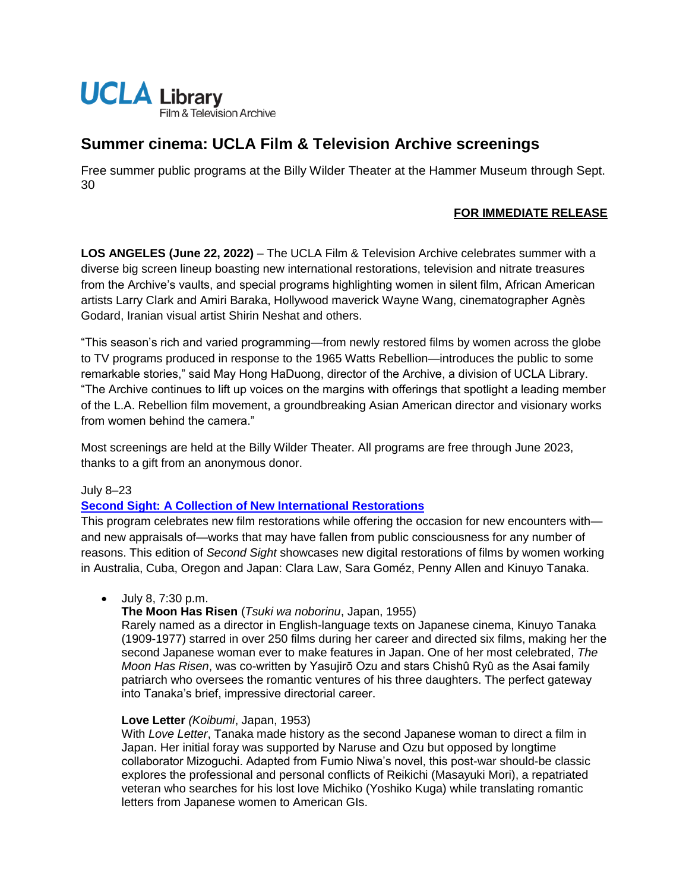UCLA Library
Film & Television Archive

# Summer cinema: UCLA Film & Television Archive screenings

Free summer public programs at the Billy Wilder Theater at the Hammer Museum through Sept. 30

**FOR IMMEDIATE RELEASE**

**LOS ANGELES (June 22, 2022)** – The UCLA Film & Television Archive celebrates summer with a diverse big screen lineup boasting new international restorations, television and nitrate treasures from the Archive's vaults, and special programs highlighting women in silent film, African American artists Larry Clark and Amiri Baraka, Hollywood maverick Wayne Wang, cinematographer Agnès Godard, Iranian visual artist Shirin Neshat and others.

"This season's rich and varied programming—from newly restored films by women across the globe to TV programs produced in response to the 1965 Watts Rebellion—introduces the public to some remarkable stories," said May Hong HaDuong, director of the Archive, a division of UCLA Library. "The Archive continues to lift up voices on the margins with offerings that spotlight a leading member of the L.A. Rebellion film movement, a groundbreaking Asian American director and visionary works from women behind the camera."

Most screenings are held at the Billy Wilder Theater. All programs are free through June 2023, thanks to a gift from an anonymous donor.

July 8–23
**Second Sight: A Collection of New International Restorations**
This program celebrates new film restorations while offering the occasion for new encounters with—and new appraisals of—works that may have fallen from public consciousness for any number of reasons. This edition of *Second Sight* showcases new digital restorations of films by women working in Australia, Cuba, Oregon and Japan: Clara Law, Sara Goméz, Penny Allen and Kinuyo Tanaka.

- July 8, 7:30 p.m.
  **The Moon Has Risen** (*Tsuki wa noborinu*, Japan, 1955)
  Rarely named as a director in English-language texts on Japanese cinema, Kinuyo Tanaka (1909-1977) starred in over 250 films during her career and directed six films, making her the second Japanese woman ever to make features in Japan. One of her most celebrated, *The Moon Has Risen*, was co-written by Yasujirō Ozu and stars Chishû Ryû as the Asai family patriarch who oversees the romantic ventures of his three daughters. The perfect gateway into Tanaka's brief, impressive directorial career.

  **Love Letter** *(Koibumi*, Japan, 1953)
  With *Love Letter*, Tanaka made history as the second Japanese woman to direct a film in Japan. Her initial foray was supported by Naruse and Ozu but opposed by longtime collaborator Mizoguchi. Adapted from Fumio Niwa's novel, this post-war should-be classic explores the professional and personal conflicts of Reikichi (Masayuki Mori), a repatriated veteran who searches for his lost love Michiko (Yoshiko Kuga) while translating romantic letters from Japanese women to American GIs.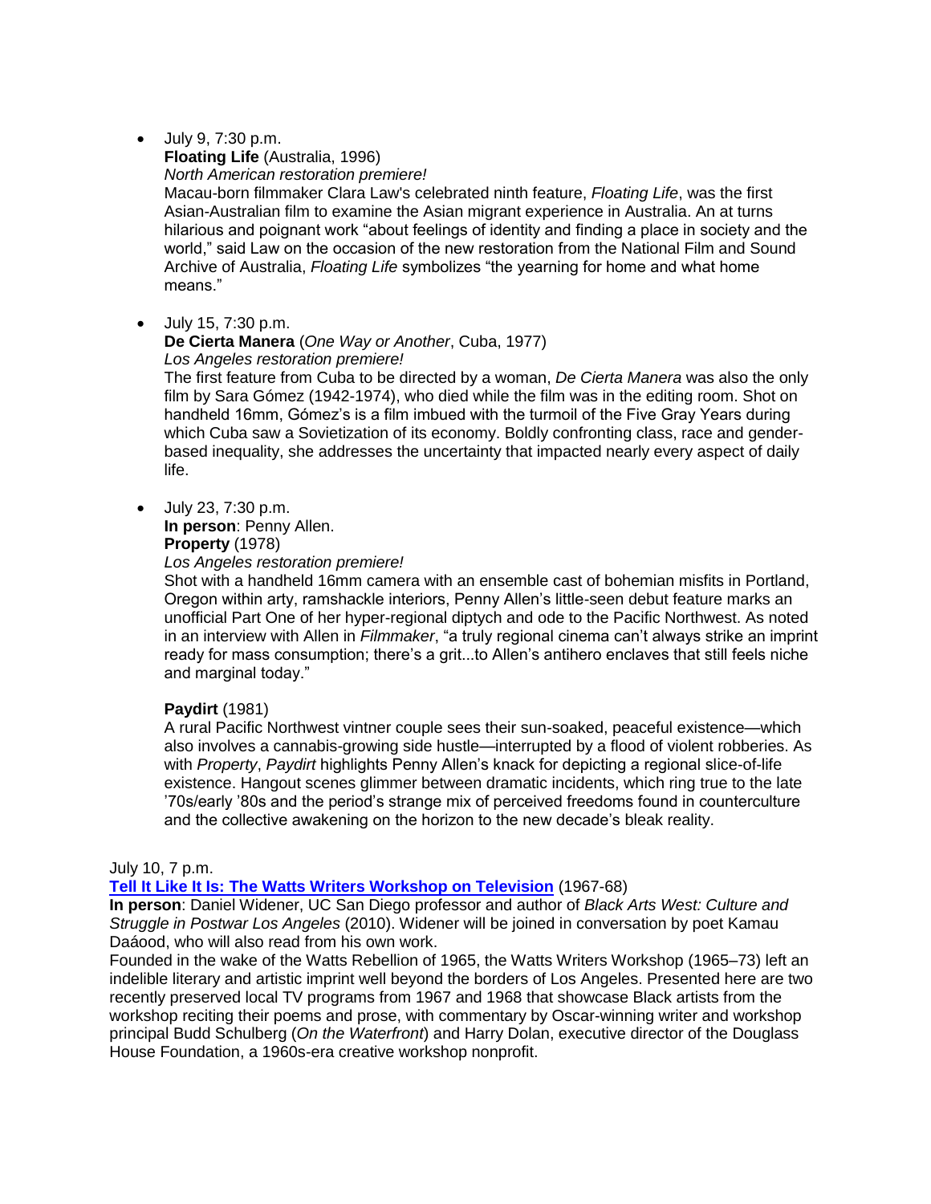- July 9, 7:30 p.m.
  **Floating Life** (Australia, 1996)
  *North American restoration premiere!*
  Macau-born filmmaker Clara Law's celebrated ninth feature, *Floating Life*, was the first Asian-Australian film to examine the Asian migrant experience in Australia. An at turns hilarious and poignant work "about feelings of identity and finding a place in society and the world," said Law on the occasion of the new restoration from the National Film and Sound Archive of Australia, *Floating Life* symbolizes "the yearning for home and what home means."

- July 15, 7:30 p.m.
  **De Cierta Manera** (*One Way or Another*, Cuba, 1977)
  *Los Angeles restoration premiere!*
  The first feature from Cuba to be directed by a woman, *De Cierta Manera* was also the only film by Sara Gómez (1942-1974), who died while the film was in the editing room. Shot on handheld 16mm, Gómez's is a film imbued with the turmoil of the Five Gray Years during which Cuba saw a Sovietization of its economy. Boldly confronting class, race and gender-based inequality, she addresses the uncertainty that impacted nearly every aspect of daily life.

- July 23, 7:30 p.m.
  **In person**: Penny Allen.
  **Property** (1978)
  *Los Angeles restoration premiere!*
  Shot with a handheld 16mm camera with an ensemble cast of bohemian misfits in Portland, Oregon within arty, ramshackle interiors, Penny Allen's little-seen debut feature marks an unofficial Part One of her hyper-regional diptych and ode to the Pacific Northwest. As noted in an interview with Allen in *Filmmaker*, "a truly regional cinema can't always strike an imprint ready for mass consumption; there's a grit...to Allen's antihero enclaves that still feels niche and marginal today."

  **Paydirt** (1981)
  A rural Pacific Northwest vintner couple sees their sun-soaked, peaceful existence—which also involves a cannabis-growing side hustle—interrupted by a flood of violent robberies. As with *Property*, *Paydirt* highlights Penny Allen's knack for depicting a regional slice-of-life existence. Hangout scenes glimmer between dramatic incidents, which ring true to the late '70s/early '80s and the period's strange mix of perceived freedoms found in counterculture and the collective awakening on the horizon to the new decade's bleak reality.

July 10, 7 p.m.
**Tell It Like It Is: The Watts Writers Workshop on Television** (1967-68)
**In person**: Daniel Widener, UC San Diego professor and author of *Black Arts West: Culture and Struggle in Postwar Los Angeles* (2010). Widener will be joined in conversation by poet Kamau Daáood, who will also read from his own work.
Founded in the wake of the Watts Rebellion of 1965, the Watts Writers Workshop (1965–73) left an indelible literary and artistic imprint well beyond the borders of Los Angeles. Presented here are two recently preserved local TV programs from 1967 and 1968 that showcase Black artists from the workshop reciting their poems and prose, with commentary by Oscar-winning writer and workshop principal Budd Schulberg (*On the Waterfront*) and Harry Dolan, executive director of the Douglass House Foundation, a 1960s-era creative workshop nonprofit.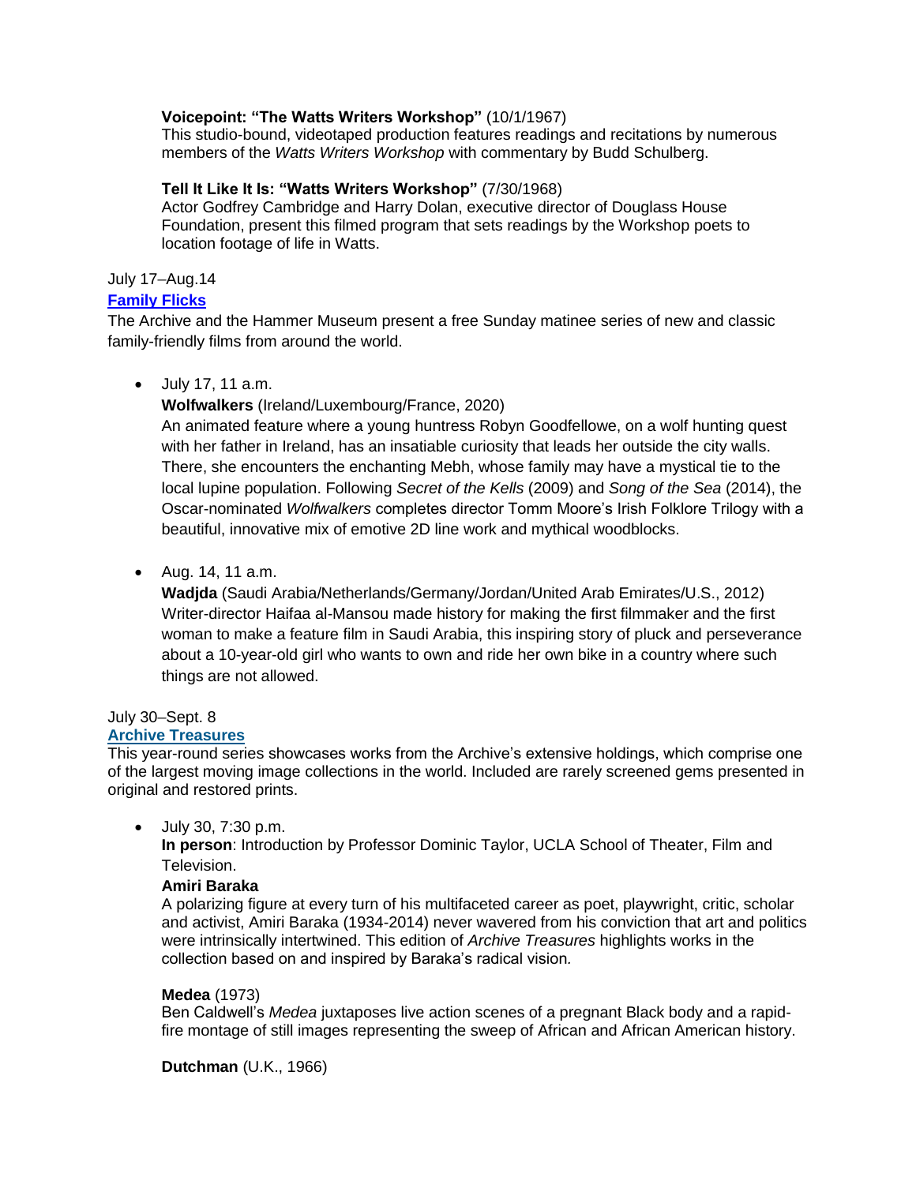**Voicepoint: "The Watts Writers Workshop"** (10/1/1967)
This studio-bound, videotaped production features readings and recitations by numerous members of the *Watts Writers Workshop* with commentary by Budd Schulberg.

**Tell It Like It Is: "Watts Writers Workshop"** (7/30/1968)
Actor Godfrey Cambridge and Harry Dolan, executive director of Douglass House Foundation, present this filmed program that sets readings by the Workshop poets to location footage of life in Watts.

July 17–Aug.14

**[Family Flicks]**

The Archive and the Hammer Museum present a free Sunday matinee series of new and classic family-friendly films from around the world.

- July 17, 11 a.m.
  **Wolfwalkers** (Ireland/Luxembourg/France, 2020)
  An animated feature where a young huntress Robyn Goodfellowe, on a wolf hunting quest with her father in Ireland, has an insatiable curiosity that leads her outside the city walls. There, she encounters the enchanting Mebh, whose family may have a mystical tie to the local lupine population. Following *Secret of the Kells* (2009) and *Song of the Sea* (2014), the Oscar-nominated *Wolfwalkers* completes director Tomm Moore's Irish Folklore Trilogy with a beautiful, innovative mix of emotive 2D line work and mythical woodblocks.

- Aug. 14, 11 a.m.
  **Wadjda** (Saudi Arabia/Netherlands/Germany/Jordan/United Arab Emirates/U.S., 2012)
  Writer-director Haifaa al-Mansou made history for making the first filmmaker and the first woman to make a feature film in Saudi Arabia, this inspiring story of pluck and perseverance about a 10-year-old girl who wants to own and ride her own bike in a country where such things are not allowed.

July 30–Sept. 8

**[Archive Treasures]**

This year-round series showcases works from the Archive's extensive holdings, which comprise one of the largest moving image collections in the world. Included are rarely screened gems presented in original and restored prints.

- July 30, 7:30 p.m.
  **In person**: Introduction by Professor Dominic Taylor, UCLA School of Theater, Film and Television.
  **Amiri Baraka**
  A polarizing figure at every turn of his multifaceted career as poet, playwright, critic, scholar and activist, Amiri Baraka (1934-2014) never wavered from his conviction that art and politics were intrinsically intertwined. This edition of *Archive Treasures* highlights works in the collection based on and inspired by Baraka's radical vision.

  **Medea** (1973)
  Ben Caldwell's *Medea* juxtaposes live action scenes of a pregnant Black body and a rapid-fire montage of still images representing the sweep of African and African American history.

  **Dutchman** (U.K., 1966)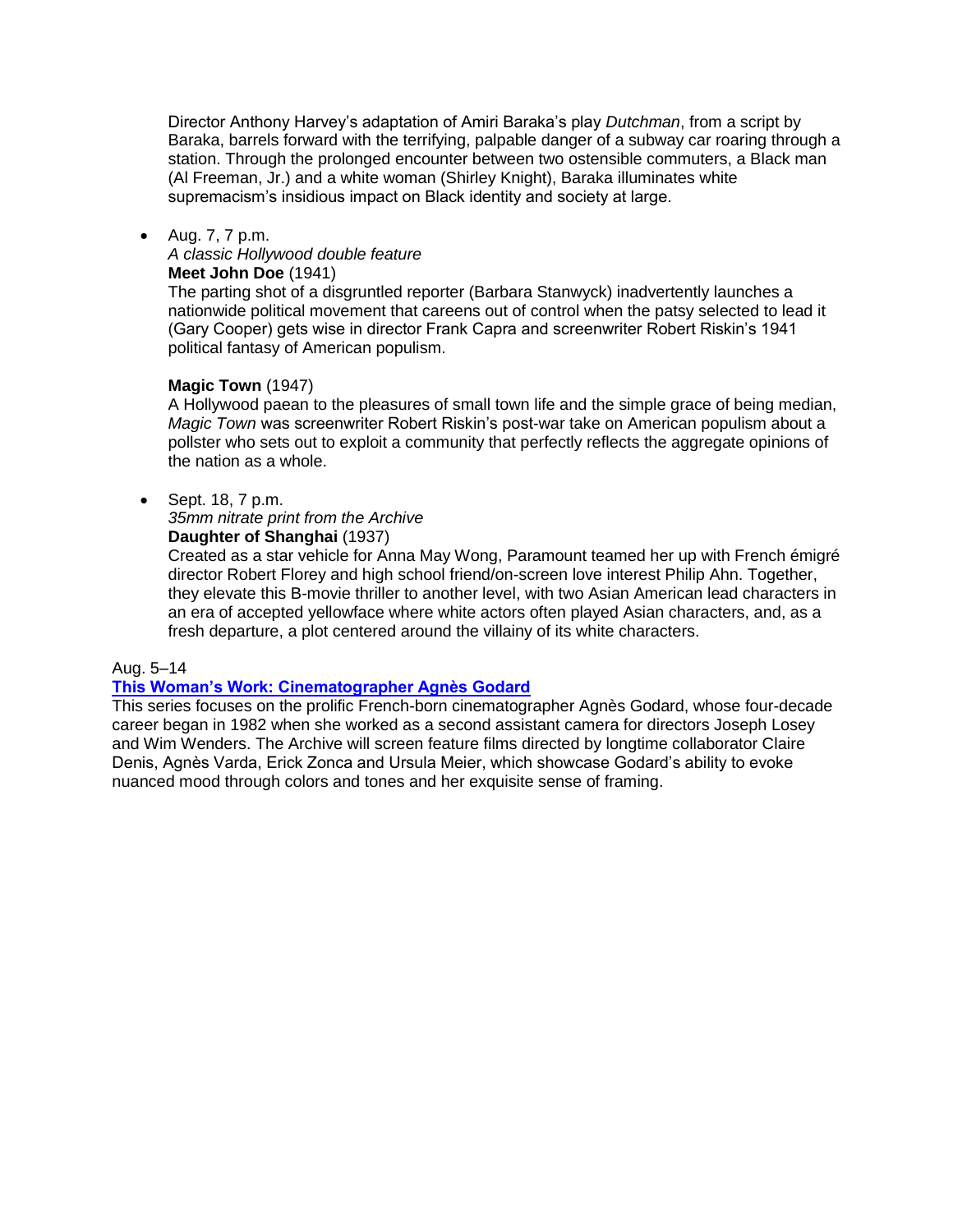Director Anthony Harvey's adaptation of Amiri Baraka's play *Dutchman*, from a script by Baraka, barrels forward with the terrifying, palpable danger of a subway car roaring through a station. Through the prolonged encounter between two ostensible commuters, a Black man (Al Freeman, Jr.) and a white woman (Shirley Knight), Baraka illuminates white supremacism's insidious impact on Black identity and society at large.

- Aug. 7, 7 p.m.
  *A classic Hollywood double feature*
  **Meet John Doe** (1941)
  The parting shot of a disgruntled reporter (Barbara Stanwyck) inadvertently launches a nationwide political movement that careens out of control when the patsy selected to lead it (Gary Cooper) gets wise in director Frank Capra and screenwriter Robert Riskin's 1941 political fantasy of American populism.

  **Magic Town** (1947)
  A Hollywood paean to the pleasures of small town life and the simple grace of being median, *Magic Town* was screenwriter Robert Riskin's post-war take on American populism about a pollster who sets out to exploit a community that perfectly reflects the aggregate opinions of the nation as a whole.

- Sept. 18, 7 p.m.
  *35mm nitrate print from the Archive*
  **Daughter of Shanghai** (1937)
  Created as a star vehicle for Anna May Wong, Paramount teamed her up with French émigré director Robert Florey and high school friend/on-screen love interest Philip Ahn. Together, they elevate this B-movie thriller to another level, with two Asian American lead characters in an era of accepted yellowface where white actors often played Asian characters, and, as a fresh departure, a plot centered around the villainy of its white characters.

Aug. 5–14
**This Woman's Work: Cinematographer Agnès Godard**
This series focuses on the prolific French-born cinematographer Agnès Godard, whose four-decade career began in 1982 when she worked as a second assistant camera for directors Joseph Losey and Wim Wenders. The Archive will screen feature films directed by longtime collaborator Claire Denis, Agnès Varda, Erick Zonca and Ursula Meier, which showcase Godard's ability to evoke nuanced mood through colors and tones and her exquisite sense of framing.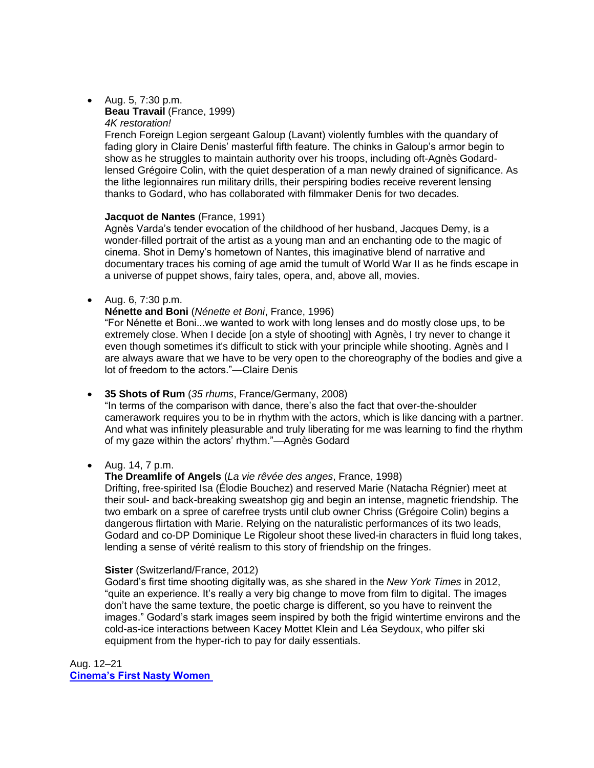- Aug. 5, 7:30 p.m.
  **Beau Travail** (France, 1999)
  *4K restoration!*
  French Foreign Legion sergeant Galoup (Lavant) violently fumbles with the quandary of fading glory in Claire Denis' masterful fifth feature. The chinks in Galoup's armor begin to show as he struggles to maintain authority over his troops, including oft-Agnès Godard-lensed Grégoire Colin, with the quiet desperation of a man newly drained of significance. As the lithe legionnaires run military drills, their perspiring bodies receive reverent lensing thanks to Godard, who has collaborated with filmmaker Denis for two decades.

  **Jacquot de Nantes** (France, 1991)
  Agnès Varda's tender evocation of the childhood of her husband, Jacques Demy, is a wonder-filled portrait of the artist as a young man and an enchanting ode to the magic of cinema. Shot in Demy's hometown of Nantes, this imaginative blend of narrative and documentary traces his coming of age amid the tumult of World War II as he finds escape in a universe of puppet shows, fairy tales, opera, and, above all, movies.

- Aug. 6, 7:30 p.m.
  **Nénette and Boni** (*Nénette et Boni*, France, 1996)
  "For Nénette et Boni...we wanted to work with long lenses and do mostly close ups, to be extremely close. When I decide [on a style of shooting] with Agnès, I try never to change it even though sometimes it's difficult to stick with your principle while shooting. Agnès and I are always aware that we have to be very open to the choreography of the bodies and give a lot of freedom to the actors."—Claire Denis

- **35 Shots of Rum** (*35 rhums*, France/Germany, 2008)
  "In terms of the comparison with dance, there's also the fact that over-the-shoulder camerawork requires you to be in rhythm with the actors, which is like dancing with a partner. And what was infinitely pleasurable and truly liberating for me was learning to find the rhythm of my gaze within the actors' rhythm."—Agnès Godard

- Aug. 14, 7 p.m.
  **The Dreamlife of Angels** (*La vie rêvée des anges*, France, 1998)
  Drifting, free-spirited Isa (Élodie Bouchez) and reserved Marie (Natacha Régnier) meet at their soul- and back-breaking sweatshop gig and begin an intense, magnetic friendship. The two embark on a spree of carefree trysts until club owner Chriss (Grégoire Colin) begins a dangerous flirtation with Marie. Relying on the naturalistic performances of its two leads, Godard and co-DP Dominique Le Rigoleur shoot these lived-in characters in fluid long takes, lending a sense of vérité realism to this story of friendship on the fringes.

  **Sister** (Switzerland/France, 2012)
  Godard's first time shooting digitally was, as she shared in the *New York Times* in 2012, "quite an experience. It's really a very big change to move from film to digital. The images don't have the same texture, the poetic charge is different, so you have to reinvent the images." Godard's stark images seem inspired by both the frigid wintertime environs and the cold-as-ice interactions between Kacey Mottet Klein and Léa Seydoux, who pilfer ski equipment from the hyper-rich to pay for daily essentials.

Aug. 12–21
**Cinema's First Nasty Women**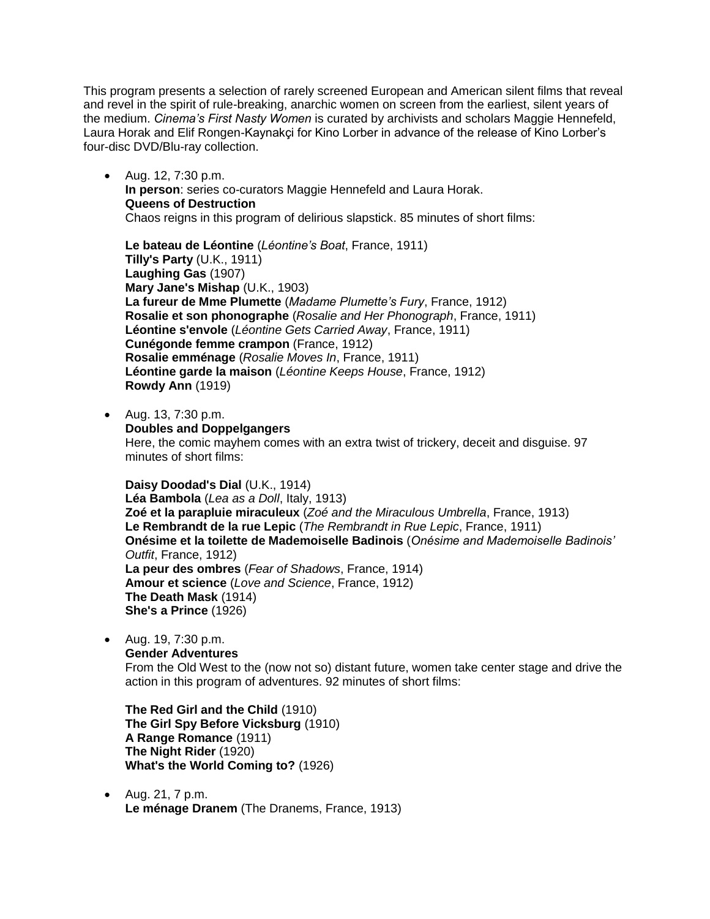This program presents a selection of rarely screened European and American silent films that reveal and revel in the spirit of rule-breaking, anarchic women on screen from the earliest, silent years of the medium. *Cinema's First Nasty Women* is curated by archivists and scholars Maggie Hennefeld, Laura Horak and Elif Rongen-Kaynakçi for Kino Lorber in advance of the release of Kino Lorber's four-disc DVD/Blu-ray collection.

- Aug. 12, 7:30 p.m.
  **In person**: series co-curators Maggie Hennefeld and Laura Horak.
  **Queens of Destruction**
  Chaos reigns in this program of delirious slapstick. 85 minutes of short films:

  **Le bateau de Léontine** (*Léontine's Boat*, France, 1911)
  **Tilly's Party** (U.K., 1911)
  **Laughing Gas** (1907)
  **Mary Jane's Mishap** (U.K., 1903)
  **La fureur de Mme Plumette** (*Madame Plumette's Fury*, France, 1912)
  **Rosalie et son phonographe** (*Rosalie and Her Phonograph*, France, 1911)
  **Léontine s'envole** (*Léontine Gets Carried Away*, France, 1911)
  **Cunégonde femme crampon** (France, 1912)
  **Rosalie emménage** (*Rosalie Moves In*, France, 1911)
  **Léontine garde la maison** (*Léontine Keeps House*, France, 1912)
  **Rowdy Ann** (1919)

- Aug. 13, 7:30 p.m.
  **Doubles and Doppelgangers**
  Here, the comic mayhem comes with an extra twist of trickery, deceit and disguise. 97 minutes of short films:

  **Daisy Doodad's Dial** (U.K., 1914)
  **Léa Bambola** (*Lea as a Doll*, Italy, 1913)
  **Zoé et la parapluie miraculeux** (*Zoé and the Miraculous Umbrella*, France, 1913)
  **Le Rembrandt de la rue Lepic** (*The Rembrandt in Rue Lepic*, France, 1911)
  **Onésime et la toilette de Mademoiselle Badinois** (*Onésime and Mademoiselle Badinois' Outfit*, France, 1912)
  **La peur des ombres** (*Fear of Shadows*, France, 1914)
  **Amour et science** (*Love and Science*, France, 1912)
  **The Death Mask** (1914)
  **She's a Prince** (1926)

- Aug. 19, 7:30 p.m.
  **Gender Adventures**
  From the Old West to the (now not so) distant future, women take center stage and drive the action in this program of adventures. 92 minutes of short films:

  **The Red Girl and the Child** (1910)
  **The Girl Spy Before Vicksburg** (1910)
  **A Range Romance** (1911)
  **The Night Rider** (1920)
  **What's the World Coming to?** (1926)

- Aug. 21, 7 p.m.
  **Le ménage Dranem** (The Dranems, France, 1913)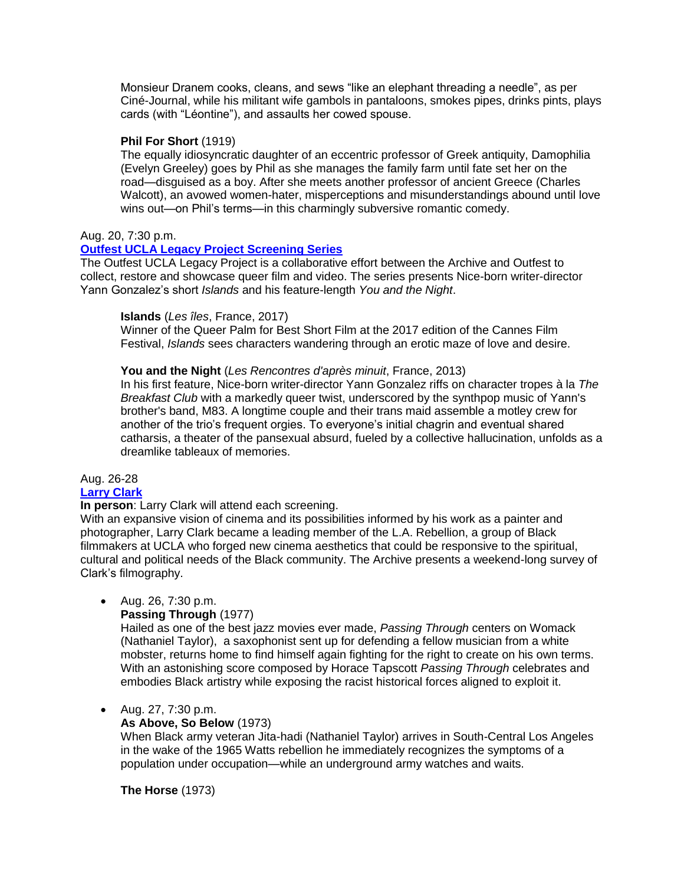Monsieur Dranem cooks, cleans, and sews "like an elephant threading a needle", as per Ciné-Journal, while his militant wife gambols in pantaloons, smokes pipes, drinks pints, plays cards (with "Léontine"), and assaults her cowed spouse.

**Phil For Short** (1919)
The equally idiosyncratic daughter of an eccentric professor of Greek antiquity, Damophilia (Evelyn Greeley) goes by Phil as she manages the family farm until fate set her on the road—disguised as a boy. After she meets another professor of ancient Greece (Charles Walcott), an avowed women-hater, misperceptions and misunderstandings abound until love wins out—on Phil's terms—in this charmingly subversive romantic comedy.

Aug. 20, 7:30 p.m.
**Outfest UCLA Legacy Project Screening Series**
The Outfest UCLA Legacy Project is a collaborative effort between the Archive and Outfest to collect, restore and showcase queer film and video. The series presents Nice-born writer-director Yann Gonzalez's short *Islands* and his feature-length *You and the Night*.

**Islands** (*Les îles*, France, 2017)
Winner of the Queer Palm for Best Short Film at the 2017 edition of the Cannes Film Festival, *Islands* sees characters wandering through an erotic maze of love and desire.

**You and the Night** (*Les Rencontres d'après minuit*, France, 2013)
In his first feature, Nice-born writer-director Yann Gonzalez riffs on character tropes à la *The Breakfast Club* with a markedly queer twist, underscored by the synthpop music of Yann's brother's band, M83. A longtime couple and their trans maid assemble a motley crew for another of the trio's frequent orgies. To everyone's initial chagrin and eventual shared catharsis, a theater of the pansexual absurd, fueled by a collective hallucination, unfolds as a dreamlike tableaux of memories.

Aug. 26-28
**Larry Clark**
**In person**: Larry Clark will attend each screening.
With an expansive vision of cinema and its possibilities informed by his work as a painter and photographer, Larry Clark became a leading member of the L.A. Rebellion, a group of Black filmmakers at UCLA who forged new cinema aesthetics that could be responsive to the spiritual, cultural and political needs of the Black community. The Archive presents a weekend-long survey of Clark's filmography.

- Aug. 26, 7:30 p.m.
  **Passing Through** (1977)
  Hailed as one of the best jazz movies ever made, *Passing Through* centers on Womack (Nathaniel Taylor), a saxophonist sent up for defending a fellow musician from a white mobster, returns home to find himself again fighting for the right to create on his own terms. With an astonishing score composed by Horace Tapscott *Passing Through* celebrates and embodies Black artistry while exposing the racist historical forces aligned to exploit it.

- Aug. 27, 7:30 p.m.
  **As Above, So Below** (1973)
  When Black army veteran Jita-hadi (Nathaniel Taylor) arrives in South-Central Los Angeles in the wake of the 1965 Watts rebellion he immediately recognizes the symptoms of a population under occupation—while an underground army watches and waits.

  **The Horse** (1973)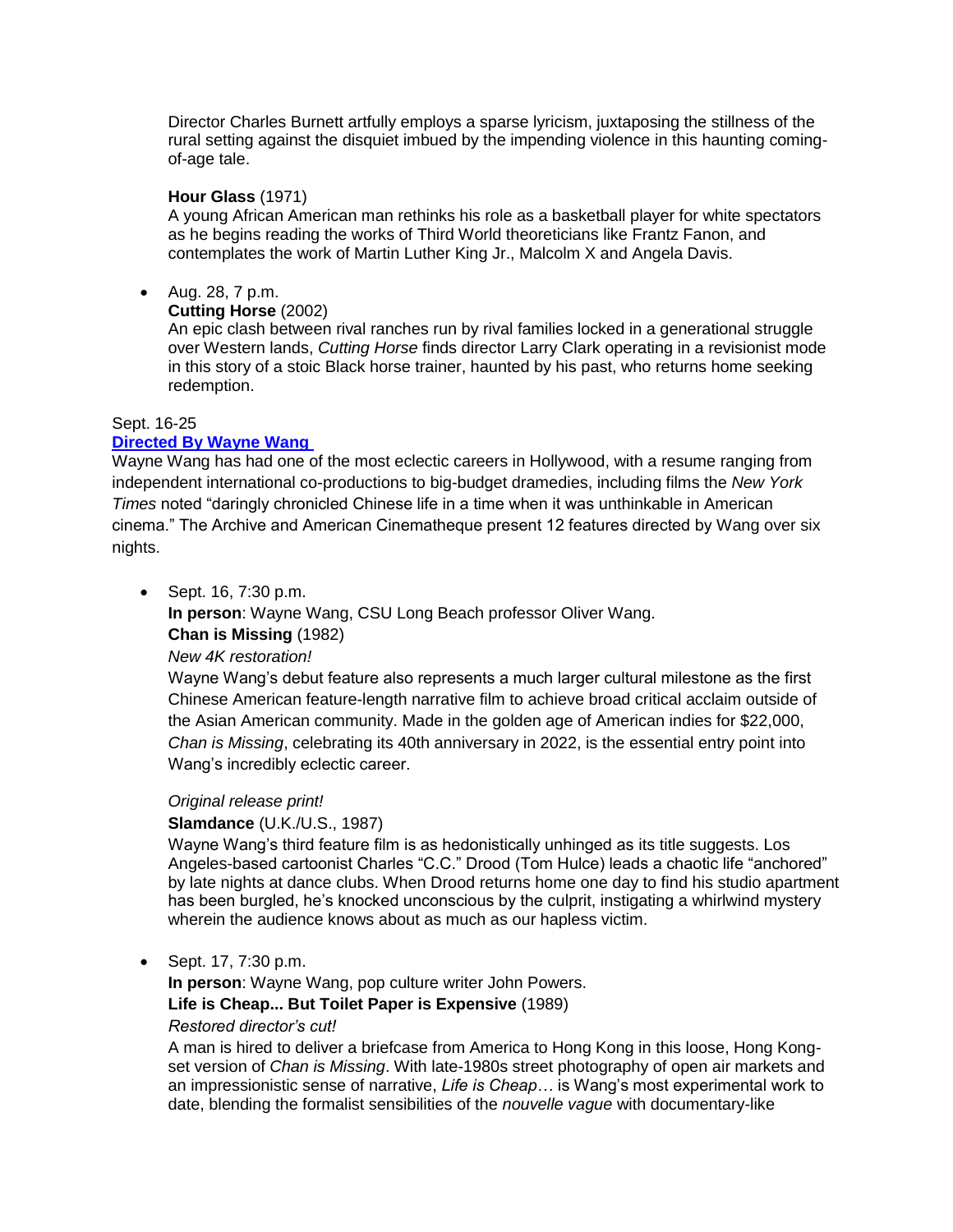Director Charles Burnett artfully employs a sparse lyricism, juxtaposing the stillness of the rural setting against the disquiet imbued by the impending violence in this haunting coming-of-age tale.

**Hour Glass** (1971)
A young African American man rethinks his role as a basketball player for white spectators as he begins reading the works of Third World theoreticians like Frantz Fanon, and contemplates the work of Martin Luther King Jr., Malcolm X and Angela Davis.

- Aug. 28, 7 p.m.
  **Cutting Horse** (2002)
  An epic clash between rival ranches run by rival families locked in a generational struggle over Western lands, *Cutting Horse* finds director Larry Clark operating in a revisionist mode in this story of a stoic Black horse trainer, haunted by his past, who returns home seeking redemption.

Sept. 16-25
**[Directed By Wayne Wang](#)**
Wayne Wang has had one of the most eclectic careers in Hollywood, with a resume ranging from independent international co-productions to big-budget dramedies, including films the *New York Times* noted "daringly chronicled Chinese life in a time when it was unthinkable in American cinema." The Archive and American Cinematheque present 12 features directed by Wang over six nights.

- Sept. 16, 7:30 p.m.
  **In person**: Wayne Wang, CSU Long Beach professor Oliver Wang.
  **Chan is Missing** (1982)
  *New 4K restoration!*
  Wayne Wang's debut feature also represents a much larger cultural milestone as the first Chinese American feature-length narrative film to achieve broad critical acclaim outside of the Asian American community. Made in the golden age of American indies for $22,000, *Chan is Missing*, celebrating its 40th anniversary in 2022, is the essential entry point into Wang's incredibly eclectic career.

  *Original release print!*
  **Slamdance** (U.K./U.S., 1987)
  Wayne Wang's third feature film is as hedonistically unhinged as its title suggests. Los Angeles-based cartoonist Charles "C.C." Drood (Tom Hulce) leads a chaotic life "anchored" by late nights at dance clubs. When Drood returns home one day to find his studio apartment has been burgled, he's knocked unconscious by the culprit, instigating a whirlwind mystery wherein the audience knows about as much as our hapless victim.

- Sept. 17, 7:30 p.m.
  **In person**: Wayne Wang, pop culture writer John Powers.
  **Life is Cheap... But Toilet Paper is Expensive** (1989)
  *Restored director's cut!*
  A man is hired to deliver a briefcase from America to Hong Kong in this loose, Hong Kong-set version of *Chan is Missing*. With late-1980s street photography of open air markets and an impressionistic sense of narrative, *Life is Cheap…* is Wang's most experimental work to date, blending the formalist sensibilities of the *nouvelle vague* with documentary-like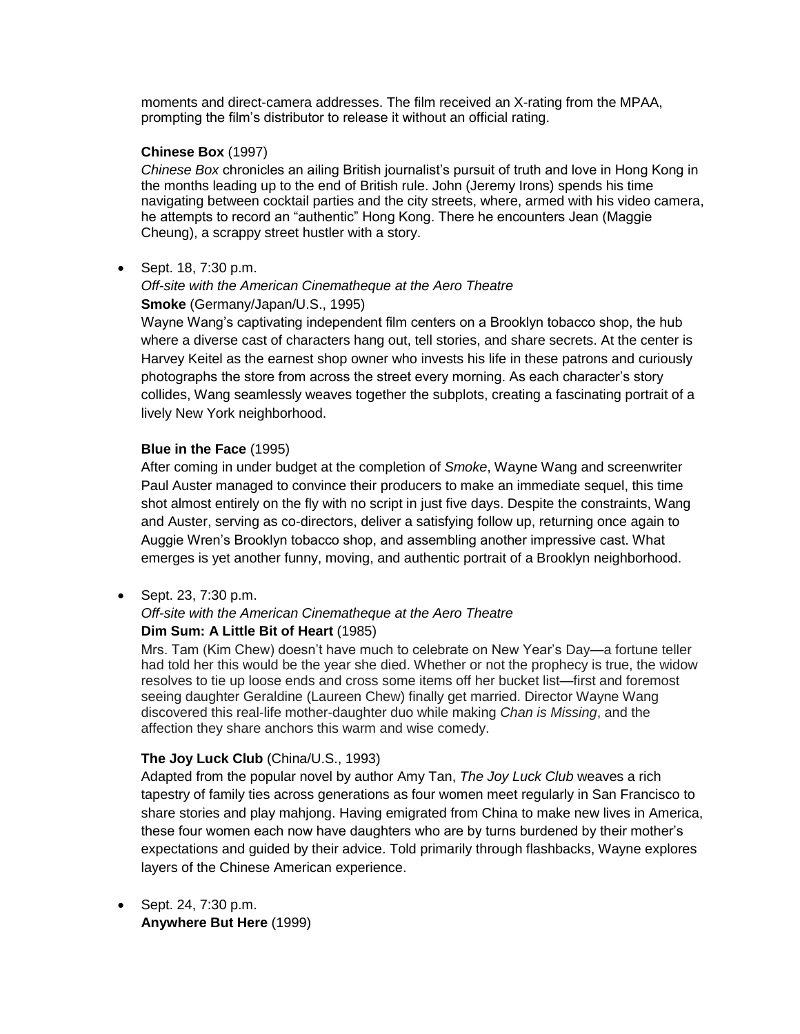moments and direct-camera addresses. The film received an X-rating from the MPAA, prompting the film's distributor to release it without an official rating.

**Chinese Box** (1997)
*Chinese Box* chronicles an ailing British journalist's pursuit of truth and love in Hong Kong in the months leading up to the end of British rule. John (Jeremy Irons) spends his time navigating between cocktail parties and the city streets, where, armed with his video camera, he attempts to record an "authentic" Hong Kong. There he encounters Jean (Maggie Cheung), a scrappy street hustler with a story.

- Sept. 18, 7:30 p.m.
  *Off-site with the American Cinematheque at the Aero Theatre*
  **Smoke** (Germany/Japan/U.S., 1995)
  Wayne Wang's captivating independent film centers on a Brooklyn tobacco shop, the hub where a diverse cast of characters hang out, tell stories, and share secrets. At the center is Harvey Keitel as the earnest shop owner who invests his life in these patrons and curiously photographs the store from across the street every morning. As each character's story collides, Wang seamlessly weaves together the subplots, creating a fascinating portrait of a lively New York neighborhood.

  **Blue in the Face** (1995)
  After coming in under budget at the completion of *Smoke*, Wayne Wang and screenwriter Paul Auster managed to convince their producers to make an immediate sequel, this time shot almost entirely on the fly with no script in just five days. Despite the constraints, Wang and Auster, serving as co-directors, deliver a satisfying follow up, returning once again to Auggie Wren's Brooklyn tobacco shop, and assembling another impressive cast. What emerges is yet another funny, moving, and authentic portrait of a Brooklyn neighborhood.

- Sept. 23, 7:30 p.m.
  *Off-site with the American Cinematheque at the Aero Theatre*
  **Dim Sum: A Little Bit of Heart** (1985)
  Mrs. Tam (Kim Chew) doesn't have much to celebrate on New Year's Day—a fortune teller had told her this would be the year she died. Whether or not the prophecy is true, the widow resolves to tie up loose ends and cross some items off her bucket list—first and foremost seeing daughter Geraldine (Laureen Chew) finally get married. Director Wayne Wang discovered this real-life mother-daughter duo while making *Chan is Missing*, and the affection they share anchors this warm and wise comedy.

  **The Joy Luck Club** (China/U.S., 1993)
  Adapted from the popular novel by author Amy Tan, *The Joy Luck Club* weaves a rich tapestry of family ties across generations as four women meet regularly in San Francisco to share stories and play mahjong. Having emigrated from China to make new lives in America, these four women each now have daughters who are by turns burdened by their mother's expectations and guided by their advice. Told primarily through flashbacks, Wayne explores layers of the Chinese American experience.

- Sept. 24, 7:30 p.m.
  **Anywhere But Here** (1999)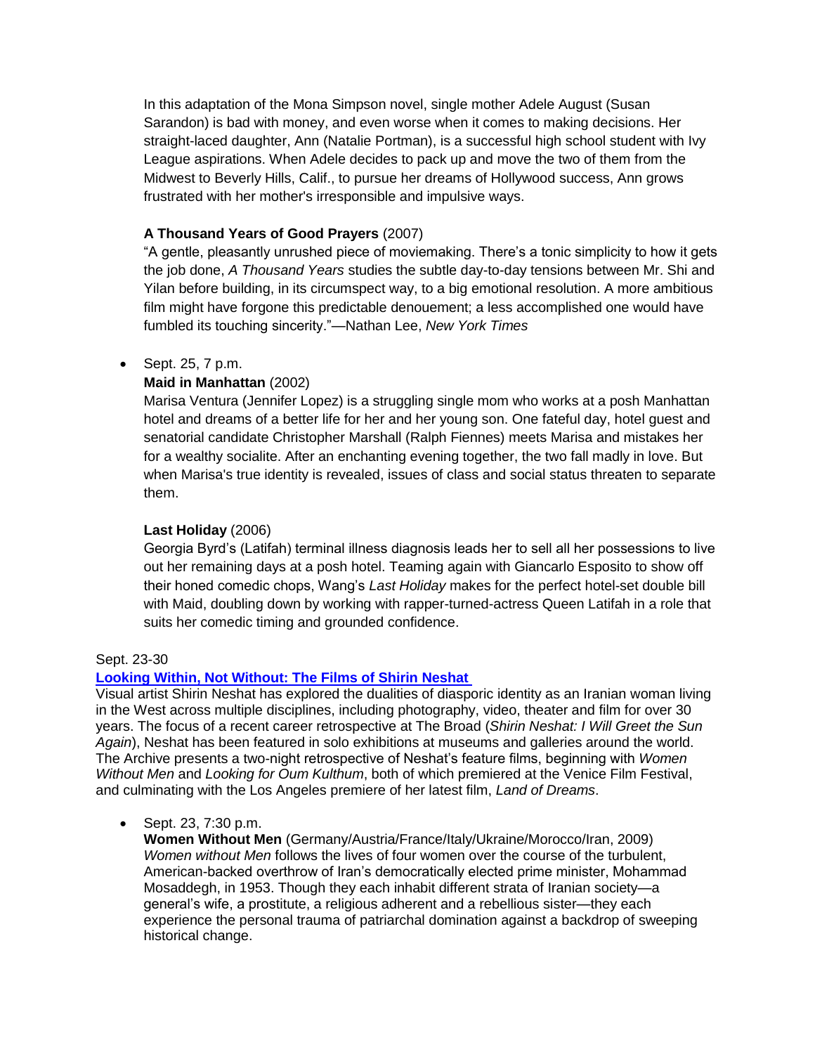In this adaptation of the Mona Simpson novel, single mother Adele August (Susan Sarandon) is bad with money, and even worse when it comes to making decisions. Her straight-laced daughter, Ann (Natalie Portman), is a successful high school student with Ivy League aspirations. When Adele decides to pack up and move the two of them from the Midwest to Beverly Hills, Calif., to pursue her dreams of Hollywood success, Ann grows frustrated with her mother's irresponsible and impulsive ways.

**A Thousand Years of Good Prayers** (2007)
"A gentle, pleasantly unrushed piece of moviemaking. There's a tonic simplicity to how it gets the job done, *A Thousand Years* studies the subtle day-to-day tensions between Mr. Shi and Yilan before building, in its circumspect way, to a big emotional resolution. A more ambitious film might have forgone this predictable denouement; a less accomplished one would have fumbled its touching sincerity."—Nathan Lee, *New York Times*

- Sept. 25, 7 p.m.
  **Maid in Manhattan** (2002)
  Marisa Ventura (Jennifer Lopez) is a struggling single mom who works at a posh Manhattan hotel and dreams of a better life for her and her young son. One fateful day, hotel guest and senatorial candidate Christopher Marshall (Ralph Fiennes) meets Marisa and mistakes her for a wealthy socialite. After an enchanting evening together, the two fall madly in love. But when Marisa's true identity is revealed, issues of class and social status threaten to separate them.

  **Last Holiday** (2006)
  Georgia Byrd's (Latifah) terminal illness diagnosis leads her to sell all her possessions to live out her remaining days at a posh hotel. Teaming again with Giancarlo Esposito to show off their honed comedic chops, Wang's *Last Holiday* makes for the perfect hotel-set double bill with Maid, doubling down by working with rapper-turned-actress Queen Latifah in a role that suits her comedic timing and grounded confidence.

Sept. 23-30
**Looking Within, Not Without: The Films of Shirin Neshat**
Visual artist Shirin Neshat has explored the dualities of diasporic identity as an Iranian woman living in the West across multiple disciplines, including photography, video, theater and film for over 30 years. The focus of a recent career retrospective at The Broad (*Shirin Neshat: I Will Greet the Sun Again*), Neshat has been featured in solo exhibitions at museums and galleries around the world. The Archive presents a two-night retrospective of Neshat's feature films, beginning with *Women Without Men* and *Looking for Oum Kulthum*, both of which premiered at the Venice Film Festival, and culminating with the Los Angeles premiere of her latest film, *Land of Dreams*.

- Sept. 23, 7:30 p.m.
  **Women Without Men** (Germany/Austria/France/Italy/Ukraine/Morocco/Iran, 2009)
  *Women without Men* follows the lives of four women over the course of the turbulent, American-backed overthrow of Iran's democratically elected prime minister, Mohammad Mosaddegh, in 1953. Though they each inhabit different strata of Iranian society—a general's wife, a prostitute, a religious adherent and a rebellious sister—they each experience the personal trauma of patriarchal domination against a backdrop of sweeping historical change.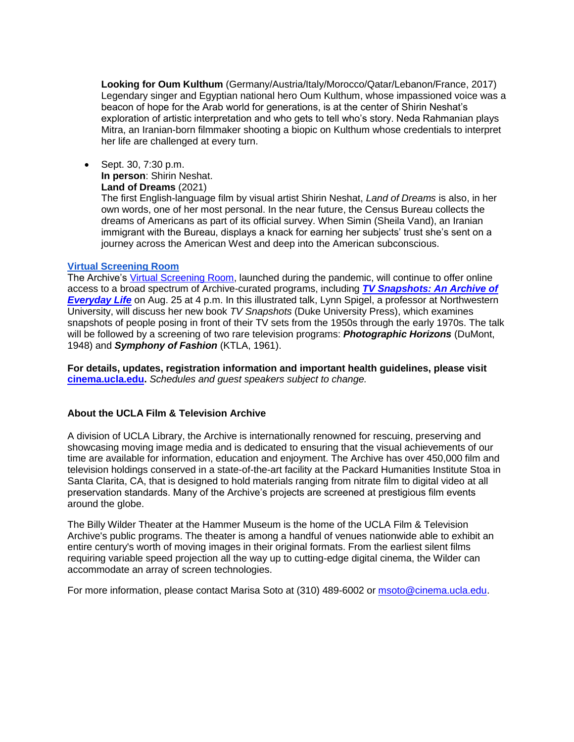**Looking for Oum Kulthum** (Germany/Austria/Italy/Morocco/Qatar/Lebanon/France, 2017)
Legendary singer and Egyptian national hero Oum Kulthum, whose impassioned voice was a beacon of hope for the Arab world for generations, is at the center of Shirin Neshat's exploration of artistic interpretation and who gets to tell who's story. Neda Rahmanian plays Mitra, an Iranian-born filmmaker shooting a biopic on Kulthum whose credentials to interpret her life are challenged at every turn.

- Sept. 30, 7:30 p.m.
  **In person**: Shirin Neshat.
  **Land of Dreams** (2021)
  The first English-language film by visual artist Shirin Neshat, *Land of Dreams* is also, in her own words, one of her most personal. In the near future, the Census Bureau collects the dreams of Americans as part of its official survey. When Simin (Sheila Vand), an Iranian immigrant with the Bureau, displays a knack for earning her subjects' trust she's sent on a journey across the American West and deep into the American subconscious.

**Virtual Screening Room**
The Archive's Virtual Screening Room, launched during the pandemic, will continue to offer online access to a broad spectrum of Archive-curated programs, including ***TV Snapshots: An Archive of Everyday Life*** on Aug. 25 at 4 p.m. In this illustrated talk, Lynn Spigel, a professor at Northwestern University, will discuss her new book *TV Snapshots* (Duke University Press), which examines snapshots of people posing in front of their TV sets from the 1950s through the early 1970s. The talk will be followed by a screening of two rare television programs: ***Photographic Horizons*** (DuMont, 1948) and ***Symphony of Fashion*** (KTLA, 1961).

**For details, updates, registration information and important health guidelines, please visit cinema.ucla.edu.** *Schedules and guest speakers subject to change.*

**About the UCLA Film & Television Archive**

A division of UCLA Library, the Archive is internationally renowned for rescuing, preserving and showcasing moving image media and is dedicated to ensuring that the visual achievements of our time are available for information, education and enjoyment. The Archive has over 450,000 film and television holdings conserved in a state-of-the-art facility at the Packard Humanities Institute Stoa in Santa Clarita, CA, that is designed to hold materials ranging from nitrate film to digital video at all preservation standards. Many of the Archive's projects are screened at prestigious film events around the globe.

The Billy Wilder Theater at the Hammer Museum is the home of the UCLA Film & Television Archive's public programs. The theater is among a handful of venues nationwide able to exhibit an entire century's worth of moving images in their original formats. From the earliest silent films requiring variable speed projection all the way up to cutting-edge digital cinema, the Wilder can accommodate an array of screen technologies.

For more information, please contact Marisa Soto at (310) 489-6002 or msoto@cinema.ucla.edu.